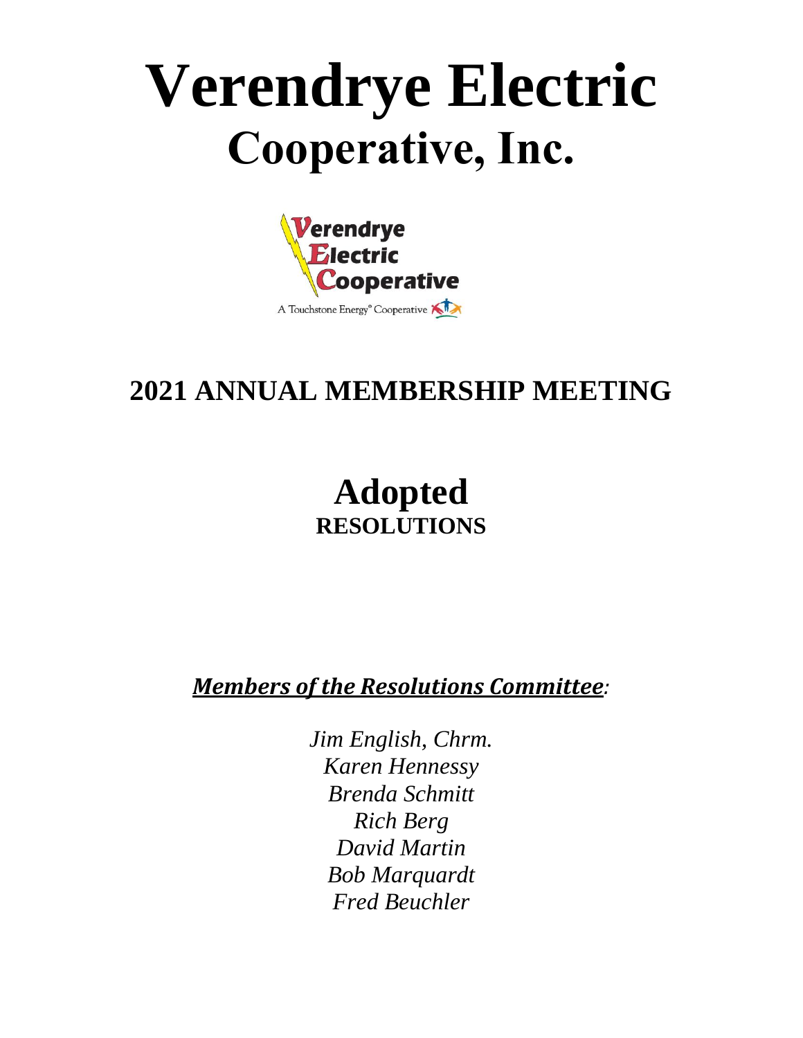# Verendrye Electric
# Cooperative, Inc.

Verendrye Electric Cooperative

A Touchstone Energy® Cooperative

## 2021 ANNUAL MEMBERSHIP MEETING

## Adopted
### RESOLUTIONS

***Members of the Resolutions Committee*:**

*Jim English, Chrm.*
*Karen Hennessy*
*Brenda Schmitt*
*Rich Berg*
*David Martin*
*Bob Marquardt*
*Fred Beuchler*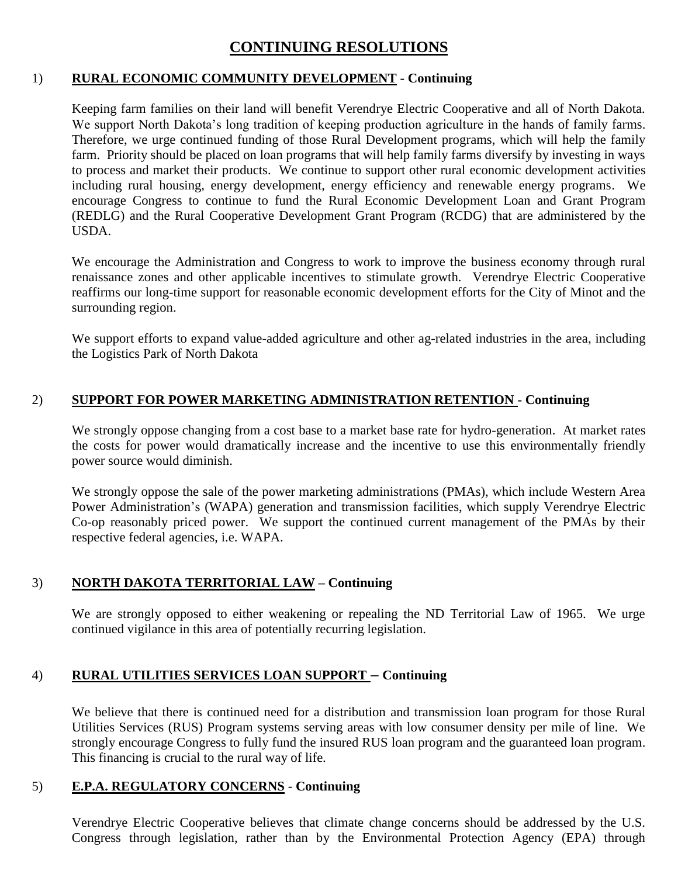# CONTINUING RESOLUTIONS

1) **RURAL ECONOMIC COMMUNITY DEVELOPMENT - Continuing**

Keeping farm families on their land will benefit Verendrye Electric Cooperative and all of North Dakota. We support North Dakota's long tradition of keeping production agriculture in the hands of family farms. Therefore, we urge continued funding of those Rural Development programs, which will help the family farm. Priority should be placed on loan programs that will help family farms diversify by investing in ways to process and market their products. We continue to support other rural economic development activities including rural housing, energy development, energy efficiency and renewable energy programs. We encourage Congress to continue to fund the Rural Economic Development Loan and Grant Program (REDLG) and the Rural Cooperative Development Grant Program (RCDG) that are administered by the USDA.

We encourage the Administration and Congress to work to improve the business economy through rural renaissance zones and other applicable incentives to stimulate growth. Verendrye Electric Cooperative reaffirms our long-time support for reasonable economic development efforts for the City of Minot and the surrounding region.

We support efforts to expand value-added agriculture and other ag-related industries in the area, including the Logistics Park of North Dakota

2) **SUPPORT FOR POWER MARKETING ADMINISTRATION RETENTION - Continuing**

We strongly oppose changing from a cost base to a market base rate for hydro-generation. At market rates the costs for power would dramatically increase and the incentive to use this environmentally friendly power source would diminish.

We strongly oppose the sale of the power marketing administrations (PMAs), which include Western Area Power Administration's (WAPA) generation and transmission facilities, which supply Verendrye Electric Co-op reasonably priced power. We support the continued current management of the PMAs by their respective federal agencies, i.e. WAPA.

3) **NORTH DAKOTA TERRITORIAL LAW – Continuing**

We are strongly opposed to either weakening or repealing the ND Territorial Law of 1965. We urge continued vigilance in this area of potentially recurring legislation.

4) **RURAL UTILITIES SERVICES LOAN SUPPORT – Continuing**

We believe that there is continued need for a distribution and transmission loan program for those Rural Utilities Services (RUS) Program systems serving areas with low consumer density per mile of line. We strongly encourage Congress to fully fund the insured RUS loan program and the guaranteed loan program. This financing is crucial to the rural way of life.

5) **E.P.A. REGULATORY CONCERNS - Continuing**

Verendrye Electric Cooperative believes that climate change concerns should be addressed by the U.S. Congress through legislation, rather than by the Environmental Protection Agency (EPA) through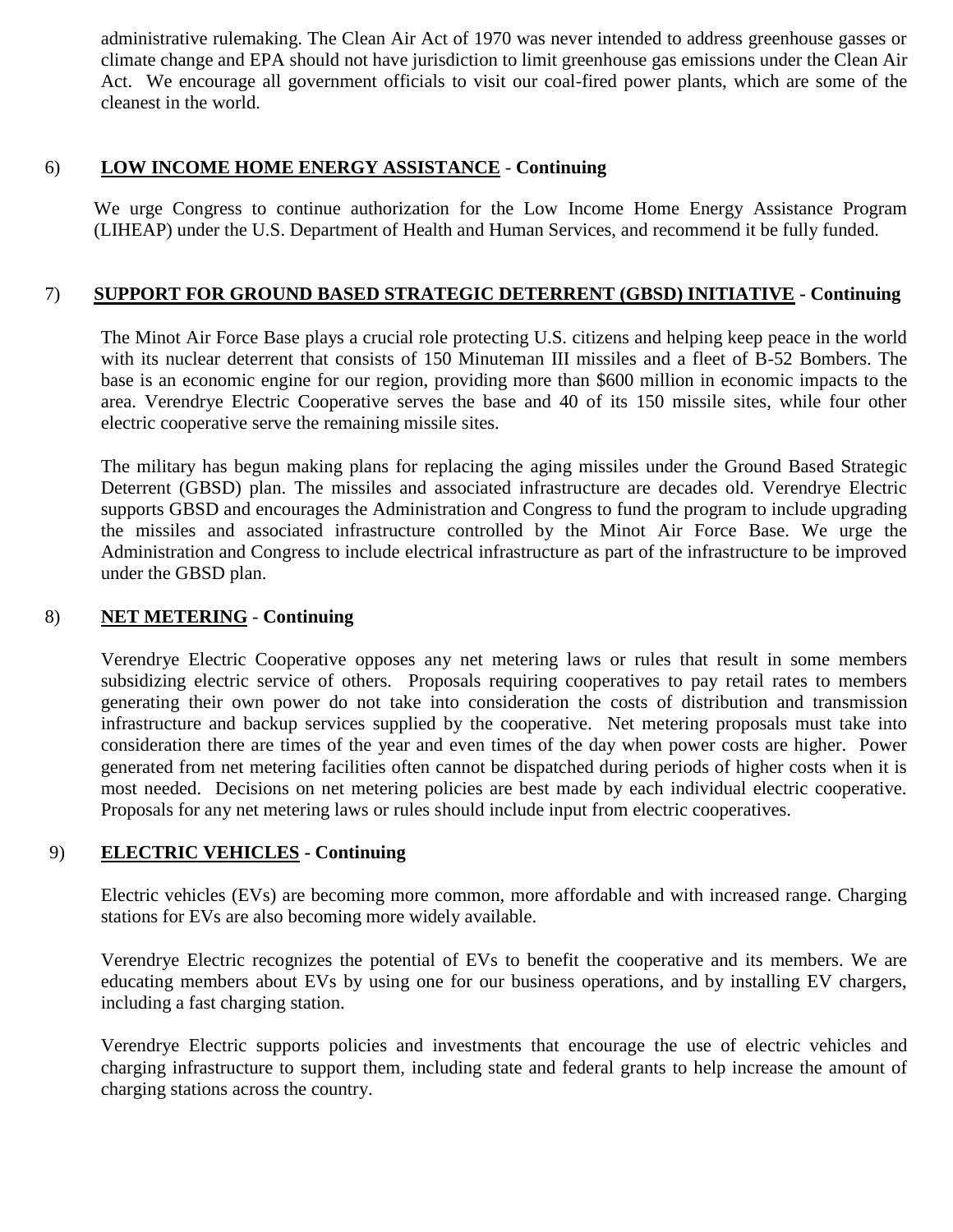administrative rulemaking. The Clean Air Act of 1970 was never intended to address greenhouse gasses or climate change and EPA should not have jurisdiction to limit greenhouse gas emissions under the Clean Air Act. We encourage all government officials to visit our coal-fired power plants, which are some of the cleanest in the world.

6) **LOW INCOME HOME ENERGY ASSISTANCE - Continuing**

We urge Congress to continue authorization for the Low Income Home Energy Assistance Program (LIHEAP) under the U.S. Department of Health and Human Services, and recommend it be fully funded.

7) **SUPPORT FOR GROUND BASED STRATEGIC DETERRENT (GBSD) INITIATIVE - Continuing**

The Minot Air Force Base plays a crucial role protecting U.S. citizens and helping keep peace in the world with its nuclear deterrent that consists of 150 Minuteman III missiles and a fleet of B-52 Bombers. The base is an economic engine for our region, providing more than $600 million in economic impacts to the area. Verendrye Electric Cooperative serves the base and 40 of its 150 missile sites, while four other electric cooperative serve the remaining missile sites.

The military has begun making plans for replacing the aging missiles under the Ground Based Strategic Deterrent (GBSD) plan. The missiles and associated infrastructure are decades old. Verendrye Electric supports GBSD and encourages the Administration and Congress to fund the program to include upgrading the missiles and associated infrastructure controlled by the Minot Air Force Base. We urge the Administration and Congress to include electrical infrastructure as part of the infrastructure to be improved under the GBSD plan.

8) **NET METERING - Continuing**

Verendrye Electric Cooperative opposes any net metering laws or rules that result in some members subsidizing electric service of others. Proposals requiring cooperatives to pay retail rates to members generating their own power do not take into consideration the costs of distribution and transmission infrastructure and backup services supplied by the cooperative. Net metering proposals must take into consideration there are times of the year and even times of the day when power costs are higher. Power generated from net metering facilities often cannot be dispatched during periods of higher costs when it is most needed. Decisions on net metering policies are best made by each individual electric cooperative. Proposals for any net metering laws or rules should include input from electric cooperatives.

9) **ELECTRIC VEHICLES - Continuing**

Electric vehicles (EVs) are becoming more common, more affordable and with increased range. Charging stations for EVs are also becoming more widely available.

Verendrye Electric recognizes the potential of EVs to benefit the cooperative and its members. We are educating members about EVs by using one for our business operations, and by installing EV chargers, including a fast charging station.

Verendrye Electric supports policies and investments that encourage the use of electric vehicles and charging infrastructure to support them, including state and federal grants to help increase the amount of charging stations across the country.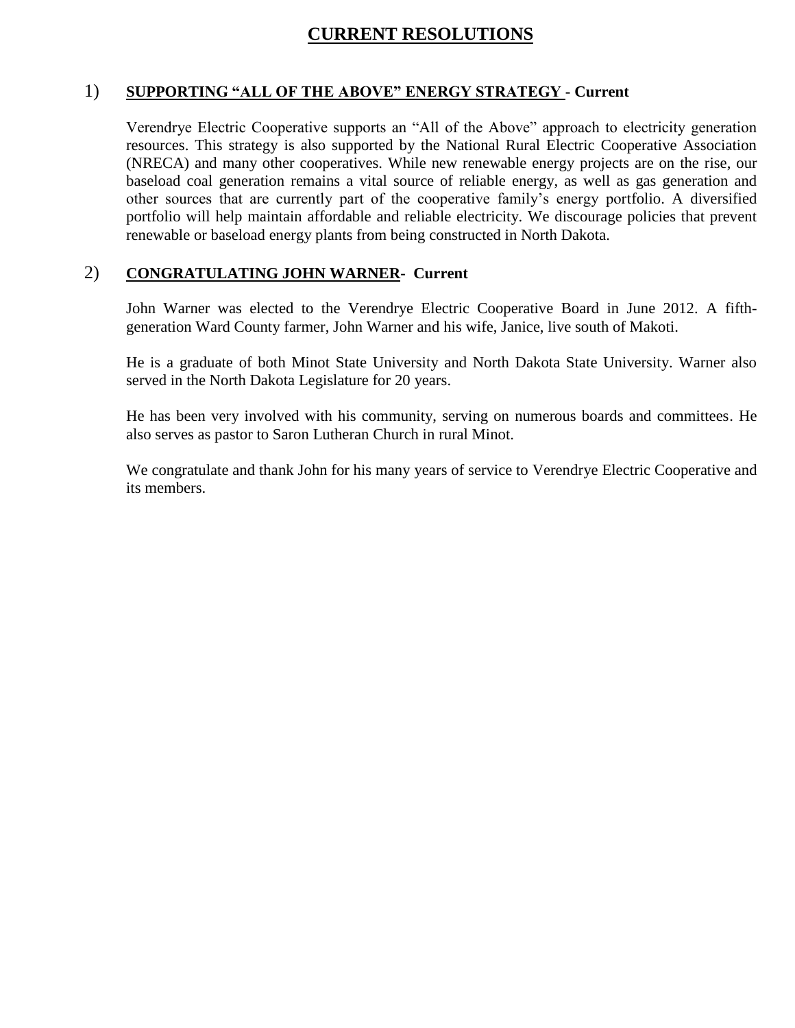# CURRENT RESOLUTIONS

1) **SUPPORTING "ALL OF THE ABOVE" ENERGY STRATEGY - Current**

Verendrye Electric Cooperative supports an "All of the Above" approach to electricity generation resources. This strategy is also supported by the National Rural Electric Cooperative Association (NRECA) and many other cooperatives. While new renewable energy projects are on the rise, our baseload coal generation remains a vital source of reliable energy, as well as gas generation and other sources that are currently part of the cooperative family's energy portfolio. A diversified portfolio will help maintain affordable and reliable electricity. We discourage policies that prevent renewable or baseload energy plants from being constructed in North Dakota.

2) **CONGRATULATING JOHN WARNER- Current**

John Warner was elected to the Verendrye Electric Cooperative Board in June 2012. A fifth-generation Ward County farmer, John Warner and his wife, Janice, live south of Makoti.

He is a graduate of both Minot State University and North Dakota State University. Warner also served in the North Dakota Legislature for 20 years.

He has been very involved with his community, serving on numerous boards and committees. He also serves as pastor to Saron Lutheran Church in rural Minot.

We congratulate and thank John for his many years of service to Verendrye Electric Cooperative and its members.